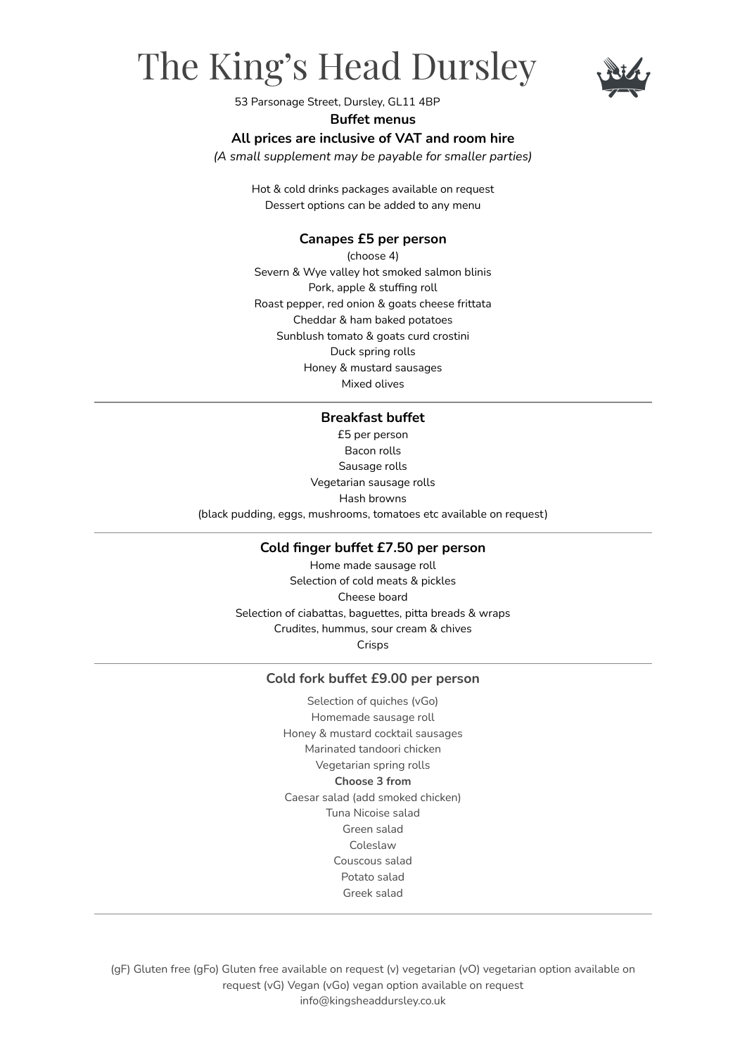# The King's Head Dursley

53 Parsonage Street, Dursley, GL11 4BP

**Buffet menus**

**All prices are inclusive of VAT and room hire**

*(A small supplement may be payable for smaller parties)*

Hot & cold drinks packages available on request
Dessert options can be added to any menu

## Canapes £5 per person

(choose 4)
Severn & Wye valley hot smoked salmon blinis
Pork, apple & stuffing roll
Roast pepper, red onion & goats cheese frittata
Cheddar & ham baked potatoes
Sunblush tomato & goats curd crostini
Duck spring rolls
Honey & mustard sausages
Mixed olives

---

## Breakfast buffet

£5 per person
Bacon rolls
Sausage rolls
Vegetarian sausage rolls
Hash browns
(black pudding, eggs, mushrooms, tomatoes etc available on request)

---

## Cold finger buffet £7.50 per person

Home made sausage roll
Selection of cold meats & pickles
Cheese board
Selection of ciabattas, baguettes, pitta breads & wraps
Crudites, hummus, sour cream & chives
Crisps

---

## Cold fork buffet £9.00 per person

Selection of quiches (vGo)
Homemade sausage roll
Honey & mustard cocktail sausages
Marinated tandoori chicken
Vegetarian spring rolls

**Choose 3 from**

Caesar salad (add smoked chicken)
Tuna Nicoise salad
Green salad
Coleslaw
Couscous salad
Potato salad
Greek salad

---

(gF) Gluten free (gFo) Gluten free available on request (v) vegetarian (vO) vegetarian option available on request (vG) Vegan (vGo) vegan option available on request
info@kingsheaddursley.co.uk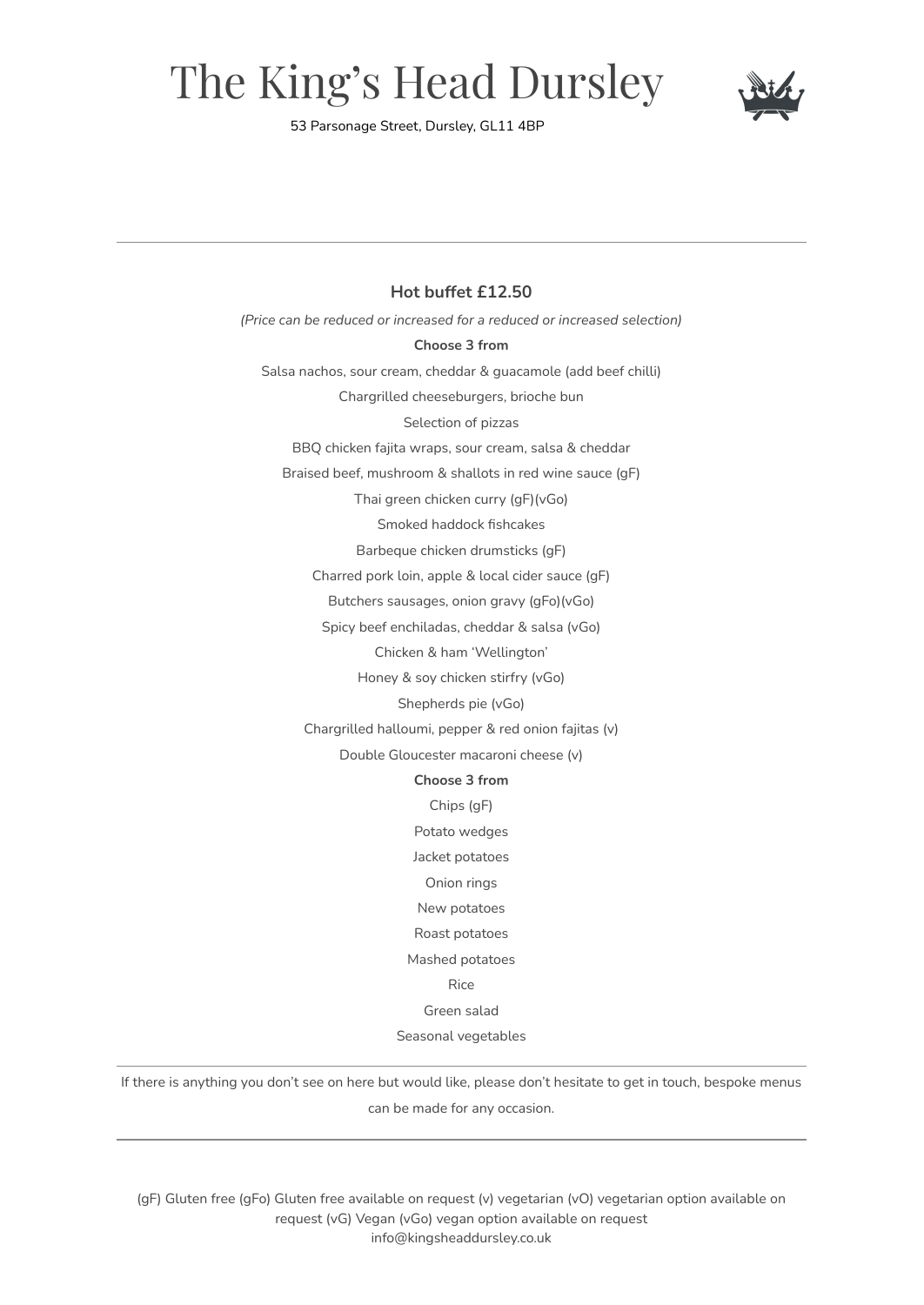# The King's Head Dursley

53 Parsonage Street, Dursley, GL11 4BP

---

## Hot buffet £12.50

*(Price can be reduced or increased for a reduced or increased selection)*

**Choose 3 from**

Salsa nachos, sour cream, cheddar & guacamole (add beef chilli)

Chargrilled cheeseburgers, brioche bun

Selection of pizzas

BBQ chicken fajita wraps, sour cream, salsa & cheddar

Braised beef, mushroom & shallots in red wine sauce (gF)

Thai green chicken curry (gF)(vGo)

Smoked haddock fishcakes

Barbeque chicken drumsticks (gF)

Charred pork loin, apple & local cider sauce (gF)

Butchers sausages, onion gravy (gFo)(vGo)

Spicy beef enchiladas, cheddar & salsa (vGo)

Chicken & ham 'Wellington'

Honey & soy chicken stirfry (vGo)

Shepherds pie (vGo)

Chargrilled halloumi, pepper & red onion fajitas (v)

Double Gloucester macaroni cheese (v)

**Choose 3 from**

Chips (gF)

Potato wedges

Jacket potatoes

Onion rings

New potatoes

Roast potatoes

Mashed potatoes

Rice

Green salad

Seasonal vegetables

---

If there is anything you don't see on here but would like, please don't hesitate to get in touch, bespoke menus can be made for any occasion.

---

(gF) Gluten free (gFo) Gluten free available on request (v) vegetarian (vO) vegetarian option available on request (vG) Vegan (vGo) vegan option available on request

info@kingsheaddursley.co.uk